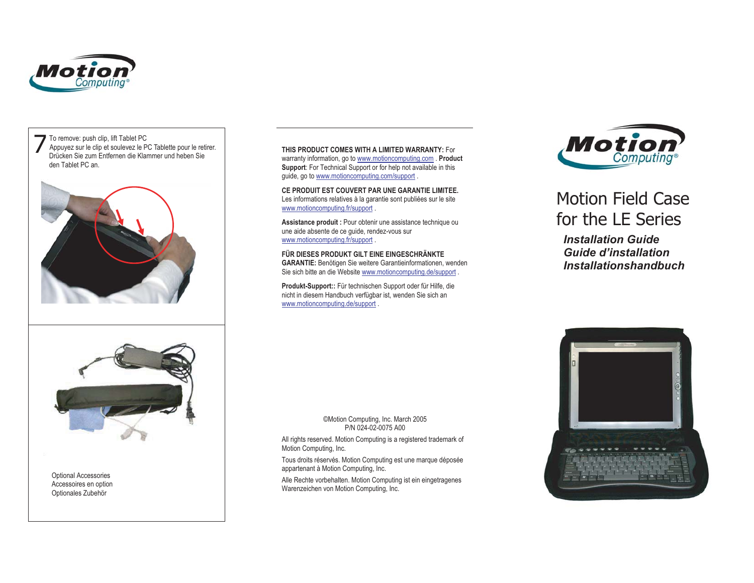7 To remove: push clip, lift Tablet PC
Appuyez sur le clip et soulevez le PC Tablette pour le retirer.
Drücken Sie zum Entfernen die Klammer und heben Sie den Tablet PC an.

Optional Accessories
Accessoires en option
Optionales Zubehör

**THIS PRODUCT COMES WITH A LIMITED WARRANTY:** For warranty information, go to www.motioncomputing.com . **Product Support**: For Technical Support or for help not available in this guide, go to www.motioncomputing.com/support .

**CE PRODUIT EST COUVERT PAR UNE GARANTIE LIMITEE.** Les informations relatives à la garantie sont publiées sur le site www.motioncomputing.fr/support .

**Assistance produit :** Pour obtenir une assistance technique ou une aide absente de ce guide, rendez-vous sur www.motioncomputing.fr/support .

**FÜR DIESES PRODUKT GILT EINE EINGESCHRÄNKTE GARANTIE:** Benötigen Sie weitere Garantieinformationen, wenden Sie sich bitte an die Website www.motioncomputing.de/support .

**Produkt-Support::** Für technischen Support oder für Hilfe, die nicht in diesem Handbuch verfügbar ist, wenden Sie sich an www.motioncomputing.de/support .

©Motion Computing, Inc. March 2005
P/N 024-02-0075 A00

All rights reserved. Motion Computing is a registered trademark of Motion Computing, Inc.

Tous droits réservés. Motion Computing est une marque déposée appartenant à Motion Computing, Inc.

Alle Rechte vorbehalten. Motion Computing ist ein eingetragenes Warenzeichen von Motion Computing, Inc.

# Motion Field Case for the LE Series

***Installation Guide***
***Guide d'installation***
***Installationshandbuch***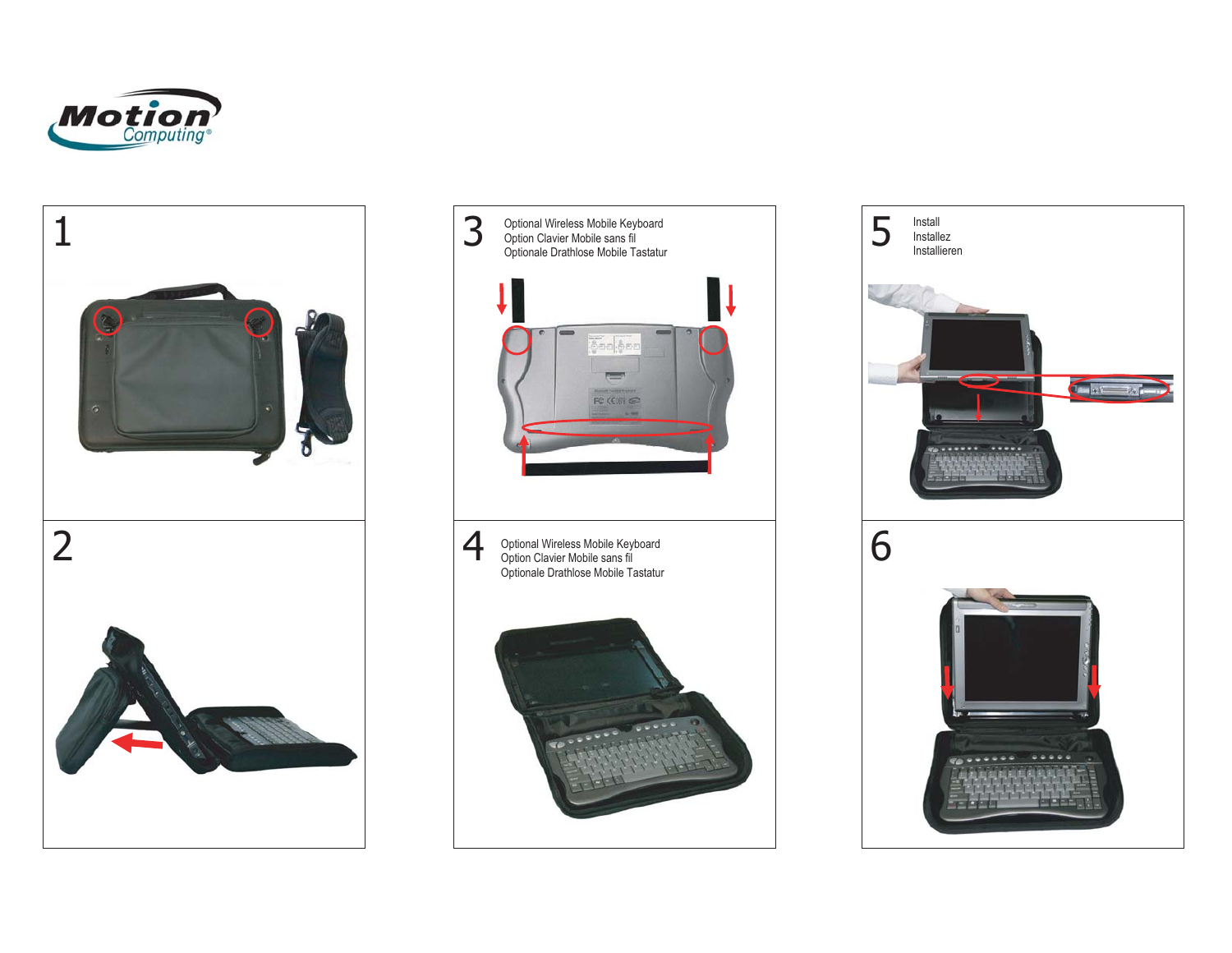1

2

3

Optional Wireless Mobile Keyboard
Option Clavier Mobile sans fil
Optionale Drathlose Mobile Tastatur

4

Optional Wireless Mobile Keyboard
Option Clavier Mobile sans fil
Optionale Drathlose Mobile Tastatur

5

Install
Installez
Installieren

6